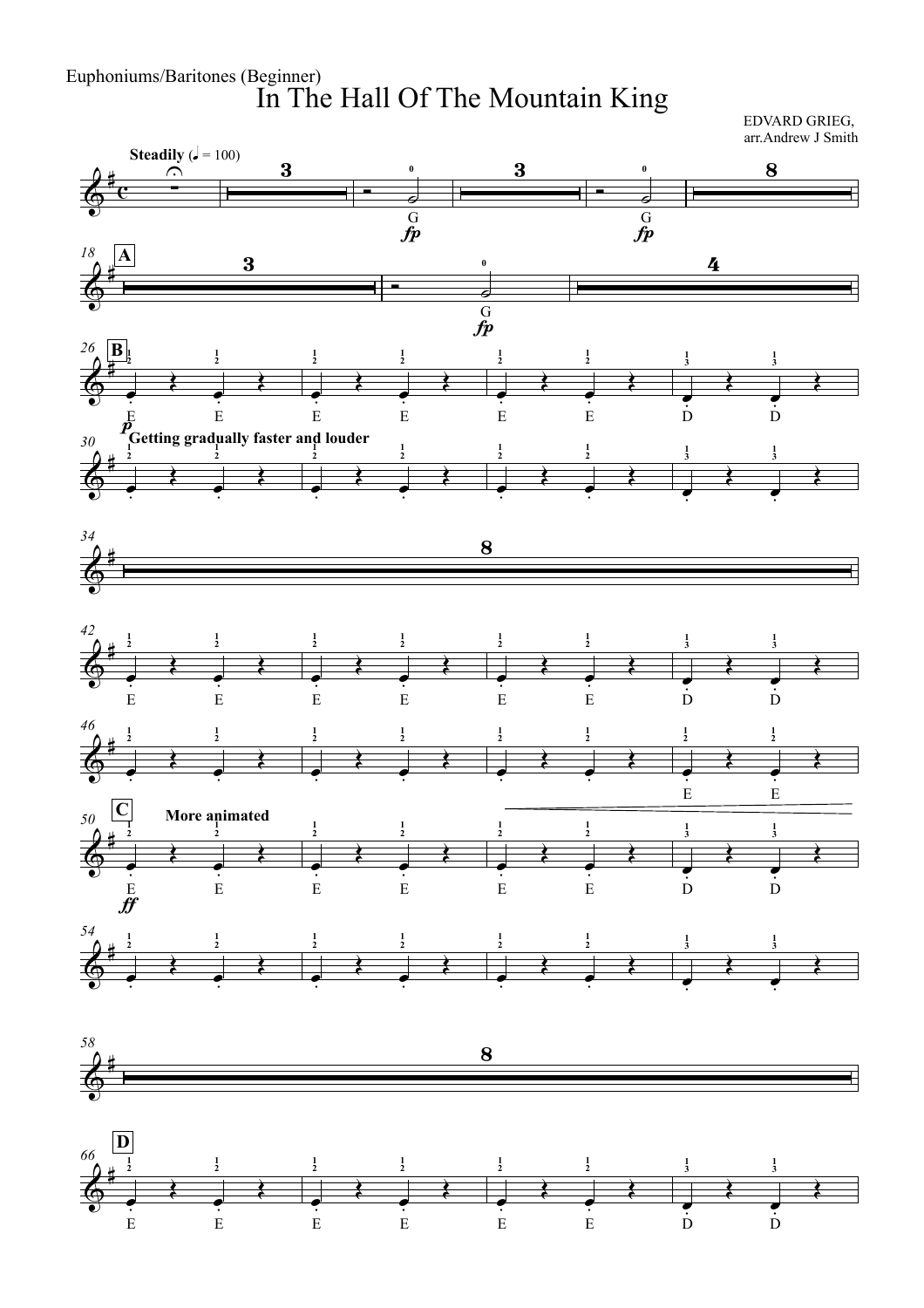Euphoniums/Baritones (Beginner)

# In The Hall Of The Mountain King

EDVARD GRIEG,
arr.Andrew J Smith

**Steadily** (♩ = 100)

G *fp* G *fp*

A

G *fp*

B

*p*

E E E E E E D D

Getting gradually faster and louder

E E E E E E D D

E E E E E E D D

E E

C More animated

E E E E E E D D

*ff*

D

E E E E E E D D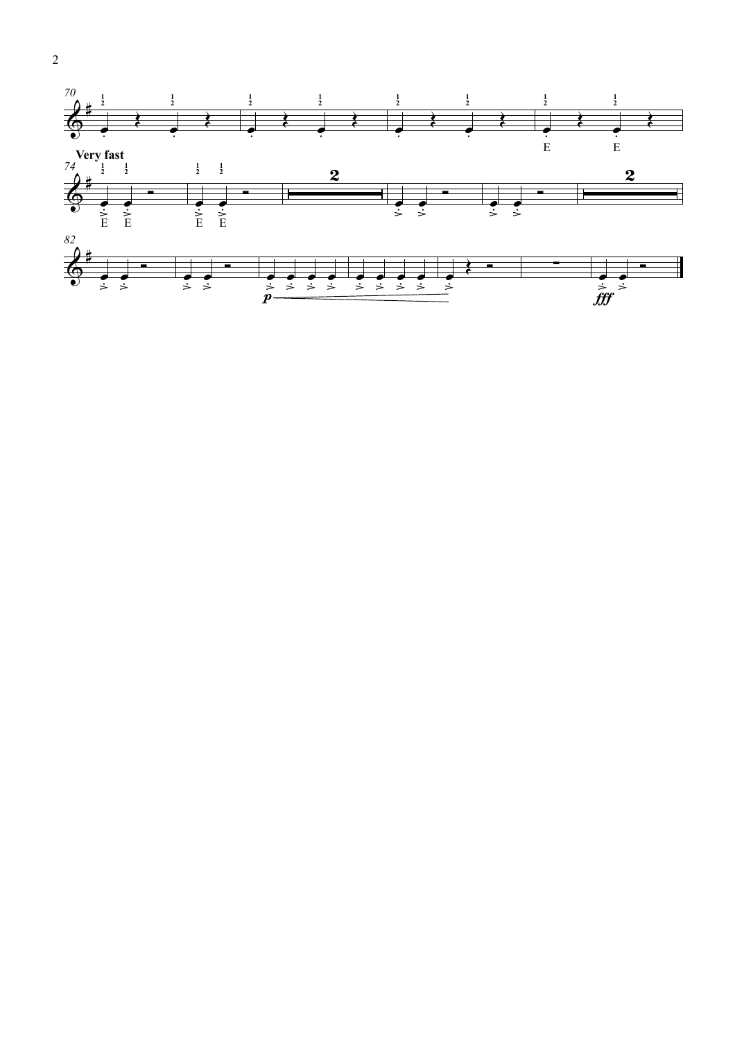**Very fast**